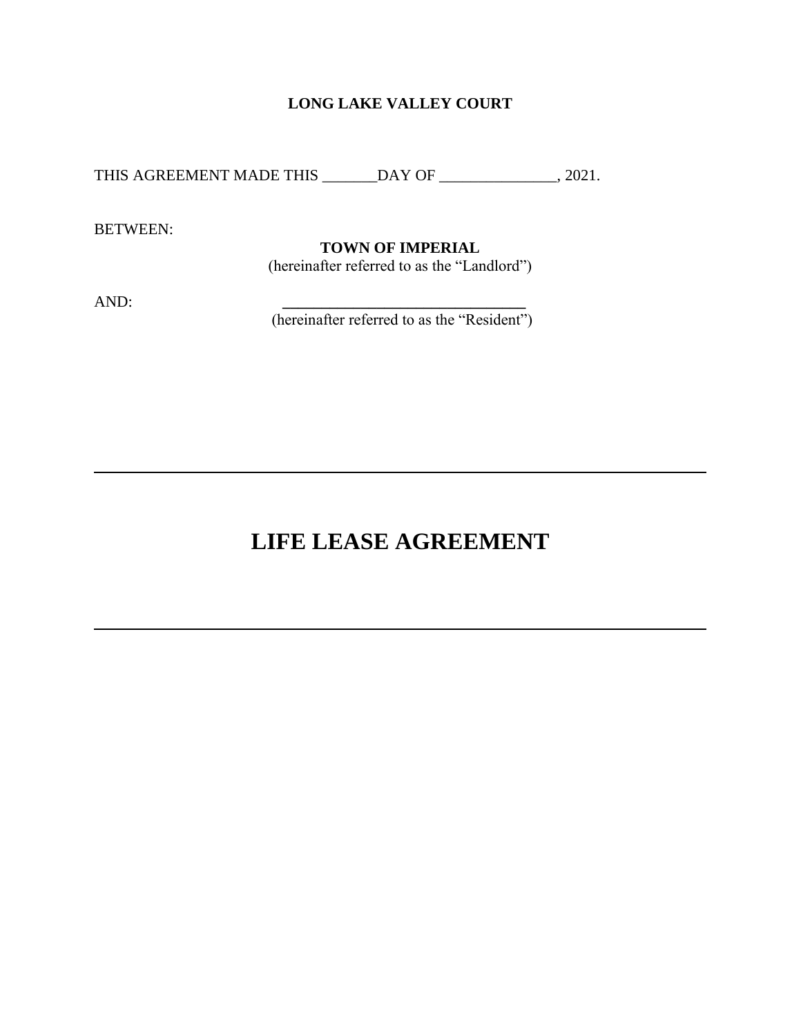**LONG LAKE VALLEY COURT**

THIS AGREEMENT MADE THIS _______DAY OF _______________, 2021.

BETWEEN:

**TOWN OF IMPERIAL**
(hereinafter referred to as the "Landlord")

AND: ______________________________
(hereinafter referred to as the "Resident")

---

# LIFE LEASE AGREEMENT

---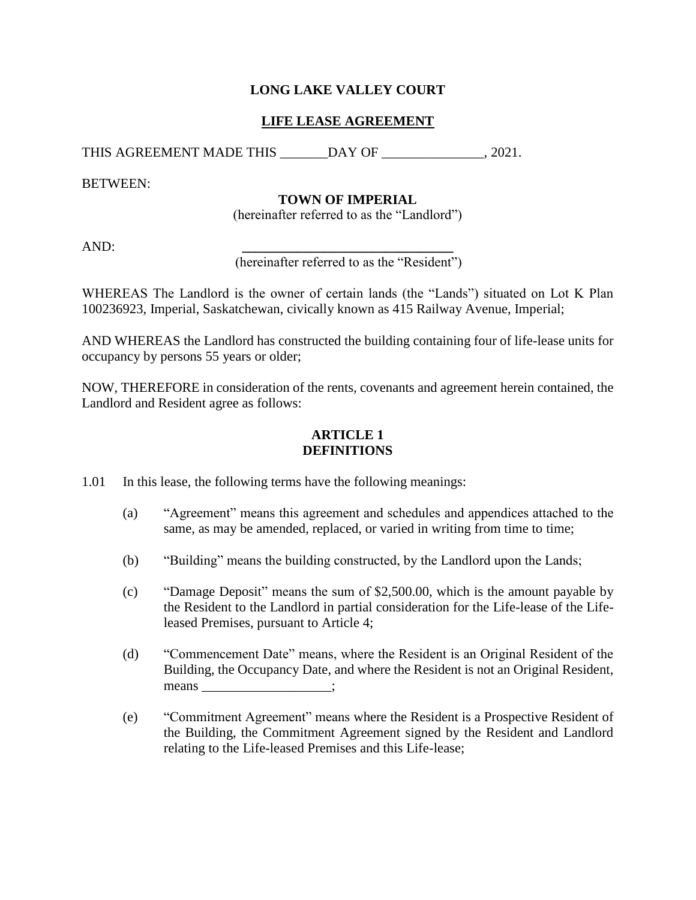# LONG LAKE VALLEY COURT

## LIFE LEASE AGREEMENT

THIS AGREEMENT MADE THIS _______DAY OF _______________, 2021.

BETWEEN:

**TOWN OF IMPERIAL**
(hereinafter referred to as the "Landlord")

AND: _______________________________
(hereinafter referred to as the "Resident")

WHEREAS The Landlord is the owner of certain lands (the "Lands") situated on Lot K Plan 100236923, Imperial, Saskatchewan, civically known as 415 Railway Avenue, Imperial;

AND WHEREAS the Landlord has constructed the building containing four of life-lease units for occupancy by persons 55 years or older;

NOW, THEREFORE in consideration of the rents, covenants and agreement herein contained, the Landlord and Resident agree as follows:

### ARTICLE 1
### DEFINITIONS

1.01 In this lease, the following terms have the following meanings:

(a) "Agreement" means this agreement and schedules and appendices attached to the same, as may be amended, replaced, or varied in writing from time to time;

(b) "Building" means the building constructed, by the Landlord upon the Lands;

(c) "Damage Deposit" means the sum of $2,500.00, which is the amount payable by the Resident to the Landlord in partial consideration for the Life-lease of the Life-leased Premises, pursuant to Article 4;

(d) "Commencement Date" means, where the Resident is an Original Resident of the Building, the Occupancy Date, and where the Resident is not an Original Resident, means ___________________;

(e) "Commitment Agreement" means where the Resident is a Prospective Resident of the Building, the Commitment Agreement signed by the Resident and Landlord relating to the Life-leased Premises and this Life-lease;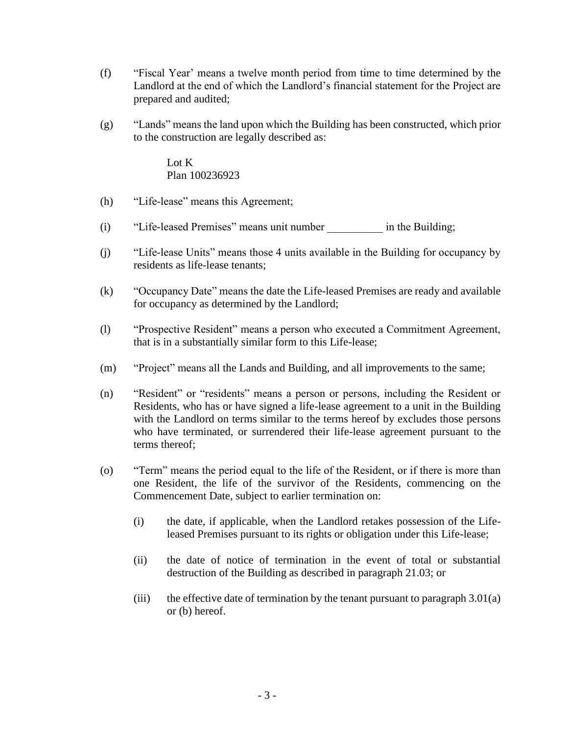(f) "Fiscal Year' means a twelve month period from time to time determined by the Landlord at the end of which the Landlord's financial statement for the Project are prepared and audited;

(g) "Lands" means the land upon which the Building has been constructed, which prior to the construction are legally described as:

> Lot K
> Plan 100236923

(h) "Life-lease" means this Agreement;

(i) "Life-leased Premises" means unit number __________ in the Building;

(j) "Life-lease Units" means those 4 units available in the Building for occupancy by residents as life-lease tenants;

(k) "Occupancy Date" means the date the Life-leased Premises are ready and available for occupancy as determined by the Landlord;

(l) "Prospective Resident" means a person who executed a Commitment Agreement, that is in a substantially similar form to this Life-lease;

(m) "Project" means all the Lands and Building, and all improvements to the same;

(n) "Resident" or "residents" means a person or persons, including the Resident or Residents, who has or have signed a life-lease agreement to a unit in the Building with the Landlord on terms similar to the terms hereof by excludes those persons who have terminated, or surrendered their life-lease agreement pursuant to the terms thereof;

(o) "Term" means the period equal to the life of the Resident, or if there is more than one Resident, the life of the survivor of the Residents, commencing on the Commencement Date, subject to earlier termination on:

   (i) the date, if applicable, when the Landlord retakes possession of the Life-leased Premises pursuant to its rights or obligation under this Life-lease;

   (ii) the date of notice of termination in the event of total or substantial destruction of the Building as described in paragraph 21.03; or

   (iii) the effective date of termination by the tenant pursuant to paragraph 3.01(a) or (b) hereof.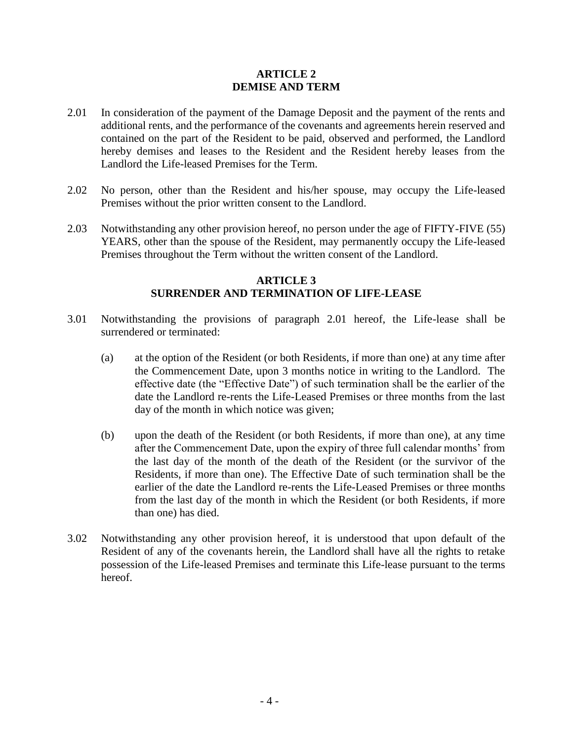## ARTICLE 2
## DEMISE AND TERM

2.01 In consideration of the payment of the Damage Deposit and the payment of the rents and additional rents, and the performance of the covenants and agreements herein reserved and contained on the part of the Resident to be paid, observed and performed, the Landlord hereby demises and leases to the Resident and the Resident hereby leases from the Landlord the Life-leased Premises for the Term.

2.02 No person, other than the Resident and his/her spouse, may occupy the Life-leased Premises without the prior written consent to the Landlord.

2.03 Notwithstanding any other provision hereof, no person under the age of FIFTY-FIVE (55) YEARS, other than the spouse of the Resident, may permanently occupy the Life-leased Premises throughout the Term without the written consent of the Landlord.

## ARTICLE 3
## SURRENDER AND TERMINATION OF LIFE-LEASE

3.01 Notwithstanding the provisions of paragraph 2.01 hereof, the Life-lease shall be surrendered or terminated:

(a) at the option of the Resident (or both Residents, if more than one) at any time after the Commencement Date, upon 3 months notice in writing to the Landlord. The effective date (the "Effective Date") of such termination shall be the earlier of the date the Landlord re-rents the Life-Leased Premises or three months from the last day of the month in which notice was given;

(b) upon the death of the Resident (or both Residents, if more than one), at any time after the Commencement Date, upon the expiry of three full calendar months' from the last day of the month of the death of the Resident (or the survivor of the Residents, if more than one). The Effective Date of such termination shall be the earlier of the date the Landlord re-rents the Life-Leased Premises or three months from the last day of the month in which the Resident (or both Residents, if more than one) has died.

3.02 Notwithstanding any other provision hereof, it is understood that upon default of the Resident of any of the covenants herein, the Landlord shall have all the rights to retake possession of the Life-leased Premises and terminate this Life-lease pursuant to the terms hereof.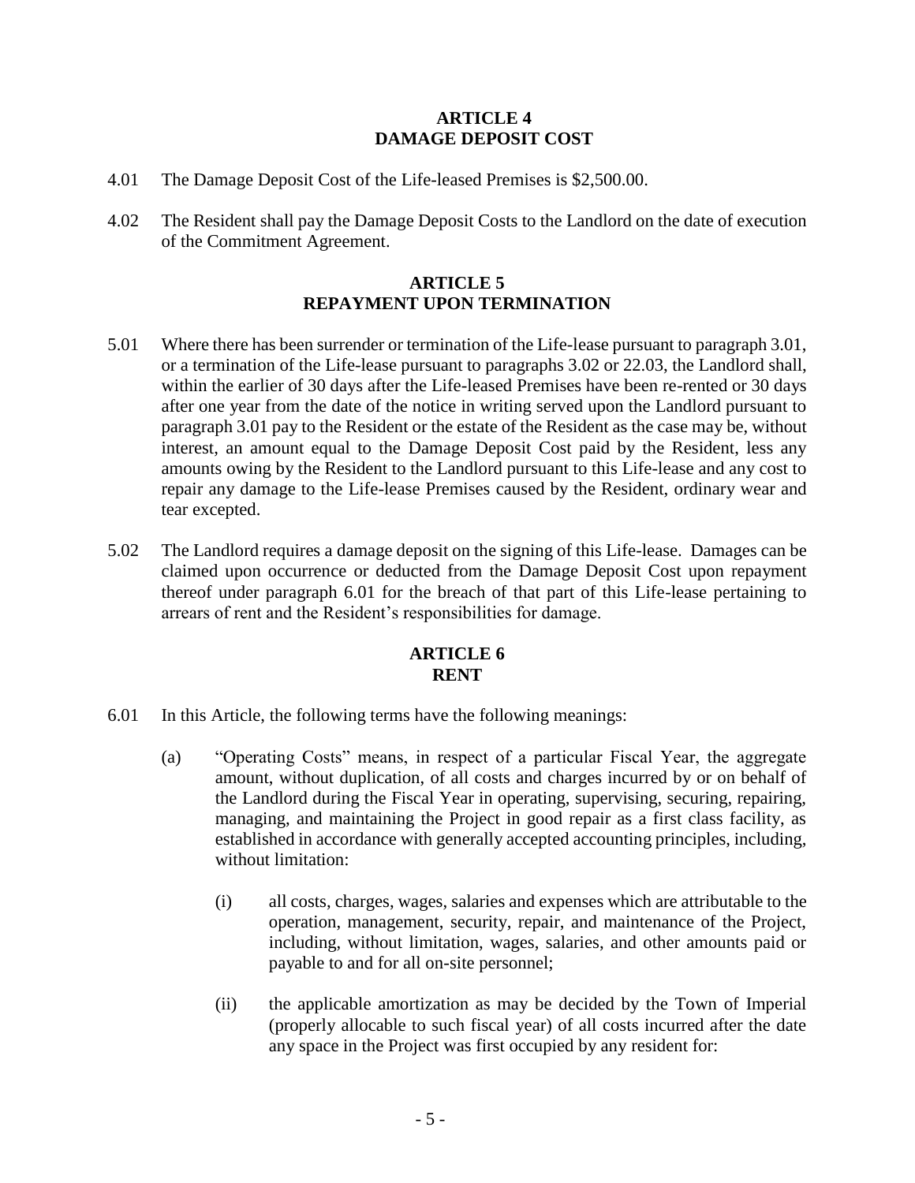## ARTICLE 4
## DAMAGE DEPOSIT COST

4.01 The Damage Deposit Cost of the Life-leased Premises is $2,500.00.

4.02 The Resident shall pay the Damage Deposit Costs to the Landlord on the date of execution of the Commitment Agreement.

## ARTICLE 5
## REPAYMENT UPON TERMINATION

5.01 Where there has been surrender or termination of the Life-lease pursuant to paragraph 3.01, or a termination of the Life-lease pursuant to paragraphs 3.02 or 22.03, the Landlord shall, within the earlier of 30 days after the Life-leased Premises have been re-rented or 30 days after one year from the date of the notice in writing served upon the Landlord pursuant to paragraph 3.01 pay to the Resident or the estate of the Resident as the case may be, without interest, an amount equal to the Damage Deposit Cost paid by the Resident, less any amounts owing by the Resident to the Landlord pursuant to this Life-lease and any cost to repair any damage to the Life-lease Premises caused by the Resident, ordinary wear and tear excepted.

5.02 The Landlord requires a damage deposit on the signing of this Life-lease. Damages can be claimed upon occurrence or deducted from the Damage Deposit Cost upon repayment thereof under paragraph 6.01 for the breach of that part of this Life-lease pertaining to arrears of rent and the Resident's responsibilities for damage.

## ARTICLE 6
## RENT

6.01 In this Article, the following terms have the following meanings:

(a) "Operating Costs" means, in respect of a particular Fiscal Year, the aggregate amount, without duplication, of all costs and charges incurred by or on behalf of the Landlord during the Fiscal Year in operating, supervising, securing, repairing, managing, and maintaining the Project in good repair as a first class facility, as established in accordance with generally accepted accounting principles, including, without limitation:

(i) all costs, charges, wages, salaries and expenses which are attributable to the operation, management, security, repair, and maintenance of the Project, including, without limitation, wages, salaries, and other amounts paid or payable to and for all on-site personnel;

(ii) the applicable amortization as may be decided by the Town of Imperial (properly allocable to such fiscal year) of all costs incurred after the date any space in the Project was first occupied by any resident for: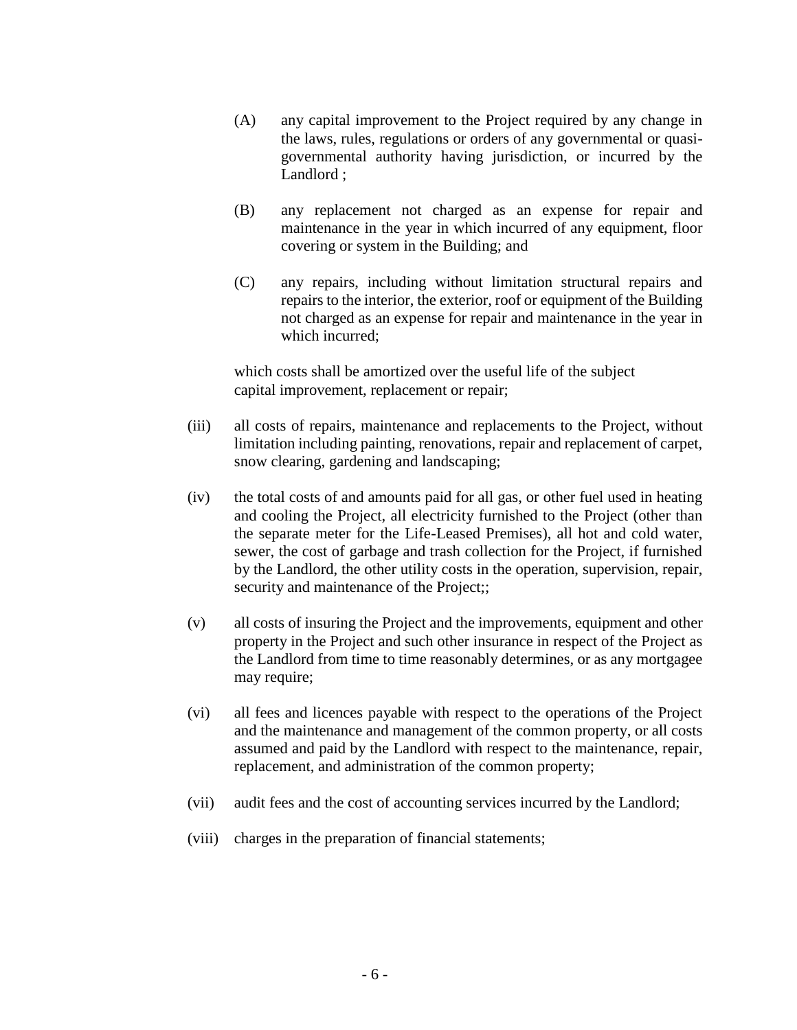(A) any capital improvement to the Project required by any change in the laws, rules, regulations or orders of any governmental or quasi-governmental authority having jurisdiction, or incurred by the Landlord ;

(B) any replacement not charged as an expense for repair and maintenance in the year in which incurred of any equipment, floor covering or system in the Building; and

(C) any repairs, including without limitation structural repairs and repairs to the interior, the exterior, roof or equipment of the Building not charged as an expense for repair and maintenance in the year in which incurred;

which costs shall be amortized over the useful life of the subject capital improvement, replacement or repair;

(iii) all costs of repairs, maintenance and replacements to the Project, without limitation including painting, renovations, repair and replacement of carpet, snow clearing, gardening and landscaping;

(iv) the total costs of and amounts paid for all gas, or other fuel used in heating and cooling the Project, all electricity furnished to the Project (other than the separate meter for the Life-Leased Premises), all hot and cold water, sewer, the cost of garbage and trash collection for the Project, if furnished by the Landlord, the other utility costs in the operation, supervision, repair, security and maintenance of the Project;;

(v) all costs of insuring the Project and the improvements, equipment and other property in the Project and such other insurance in respect of the Project as the Landlord from time to time reasonably determines, or as any mortgagee may require;

(vi) all fees and licences payable with respect to the operations of the Project and the maintenance and management of the common property, or all costs assumed and paid by the Landlord with respect to the maintenance, repair, replacement, and administration of the common property;

(vii) audit fees and the cost of accounting services incurred by the Landlord;

(viii) charges in the preparation of financial statements;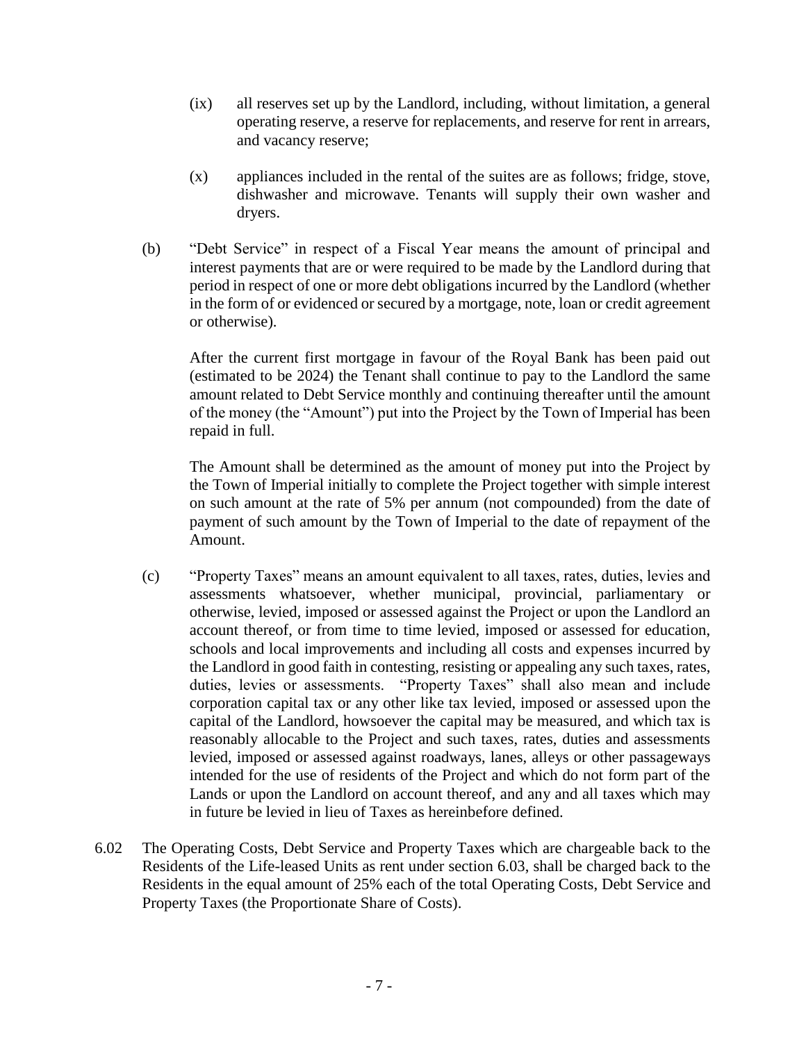(ix) all reserves set up by the Landlord, including, without limitation, a general operating reserve, a reserve for replacements, and reserve for rent in arrears, and vacancy reserve;

(x) appliances included in the rental of the suites are as follows; fridge, stove, dishwasher and microwave. Tenants will supply their own washer and dryers.

(b) "Debt Service" in respect of a Fiscal Year means the amount of principal and interest payments that are or were required to be made by the Landlord during that period in respect of one or more debt obligations incurred by the Landlord (whether in the form of or evidenced or secured by a mortgage, note, loan or credit agreement or otherwise).

After the current first mortgage in favour of the Royal Bank has been paid out (estimated to be 2024) the Tenant shall continue to pay to the Landlord the same amount related to Debt Service monthly and continuing thereafter until the amount of the money (the "Amount") put into the Project by the Town of Imperial has been repaid in full.

The Amount shall be determined as the amount of money put into the Project by the Town of Imperial initially to complete the Project together with simple interest on such amount at the rate of 5% per annum (not compounded) from the date of payment of such amount by the Town of Imperial to the date of repayment of the Amount.

(c) "Property Taxes" means an amount equivalent to all taxes, rates, duties, levies and assessments whatsoever, whether municipal, provincial, parliamentary or otherwise, levied, imposed or assessed against the Project or upon the Landlord an account thereof, or from time to time levied, imposed or assessed for education, schools and local improvements and including all costs and expenses incurred by the Landlord in good faith in contesting, resisting or appealing any such taxes, rates, duties, levies or assessments. "Property Taxes" shall also mean and include corporation capital tax or any other like tax levied, imposed or assessed upon the capital of the Landlord, howsoever the capital may be measured, and which tax is reasonably allocable to the Project and such taxes, rates, duties and assessments levied, imposed or assessed against roadways, lanes, alleys or other passageways intended for the use of residents of the Project and which do not form part of the Lands or upon the Landlord on account thereof, and any and all taxes which may in future be levied in lieu of Taxes as hereinbefore defined.

6.02 The Operating Costs, Debt Service and Property Taxes which are chargeable back to the Residents of the Life-leased Units as rent under section 6.03, shall be charged back to the Residents in the equal amount of 25% each of the total Operating Costs, Debt Service and Property Taxes (the Proportionate Share of Costs).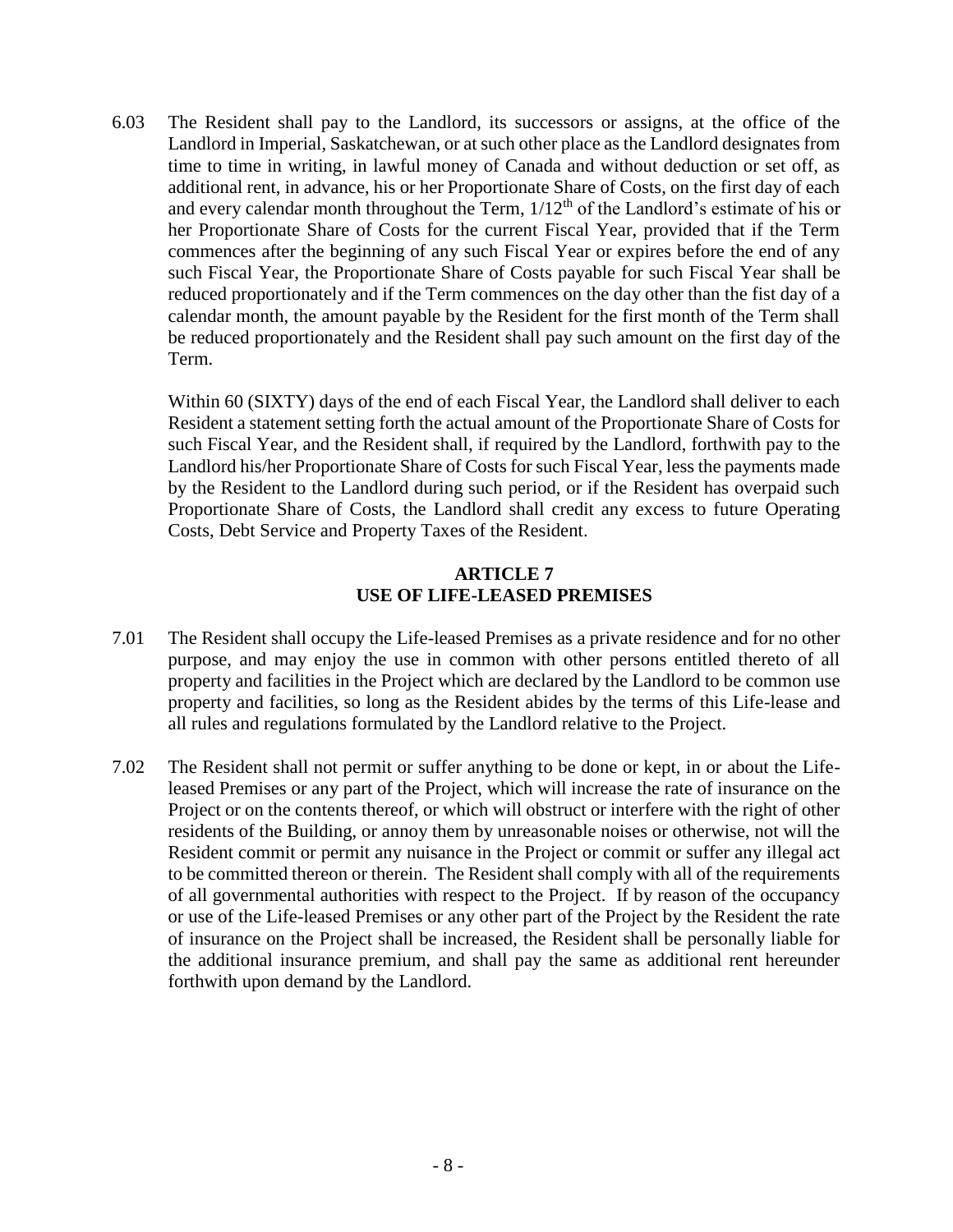6.03 The Resident shall pay to the Landlord, its successors or assigns, at the office of the Landlord in Imperial, Saskatchewan, or at such other place as the Landlord designates from time to time in writing, in lawful money of Canada and without deduction or set off, as additional rent, in advance, his or her Proportionate Share of Costs, on the first day of each and every calendar month throughout the Term, 1/12th of the Landlord's estimate of his or her Proportionate Share of Costs for the current Fiscal Year, provided that if the Term commences after the beginning of any such Fiscal Year or expires before the end of any such Fiscal Year, the Proportionate Share of Costs payable for such Fiscal Year shall be reduced proportionately and if the Term commences on the day other than the fist day of a calendar month, the amount payable by the Resident for the first month of the Term shall be reduced proportionately and the Resident shall pay such amount on the first day of the Term.

Within 60 (SIXTY) days of the end of each Fiscal Year, the Landlord shall deliver to each Resident a statement setting forth the actual amount of the Proportionate Share of Costs for such Fiscal Year, and the Resident shall, if required by the Landlord, forthwith pay to the Landlord his/her Proportionate Share of Costs for such Fiscal Year, less the payments made by the Resident to the Landlord during such period, or if the Resident has overpaid such Proportionate Share of Costs, the Landlord shall credit any excess to future Operating Costs, Debt Service and Property Taxes of the Resident.

## ARTICLE 7
## USE OF LIFE-LEASED PREMISES

7.01 The Resident shall occupy the Life-leased Premises as a private residence and for no other purpose, and may enjoy the use in common with other persons entitled thereto of all property and facilities in the Project which are declared by the Landlord to be common use property and facilities, so long as the Resident abides by the terms of this Life-lease and all rules and regulations formulated by the Landlord relative to the Project.

7.02 The Resident shall not permit or suffer anything to be done or kept, in or about the Life-leased Premises or any part of the Project, which will increase the rate of insurance on the Project or on the contents thereof, or which will obstruct or interfere with the right of other residents of the Building, or annoy them by unreasonable noises or otherwise, not will the Resident commit or permit any nuisance in the Project or commit or suffer any illegal act to be committed thereon or therein. The Resident shall comply with all of the requirements of all governmental authorities with respect to the Project. If by reason of the occupancy or use of the Life-leased Premises or any other part of the Project by the Resident the rate of insurance on the Project shall be increased, the Resident shall be personally liable for the additional insurance premium, and shall pay the same as additional rent hereunder forthwith upon demand by the Landlord.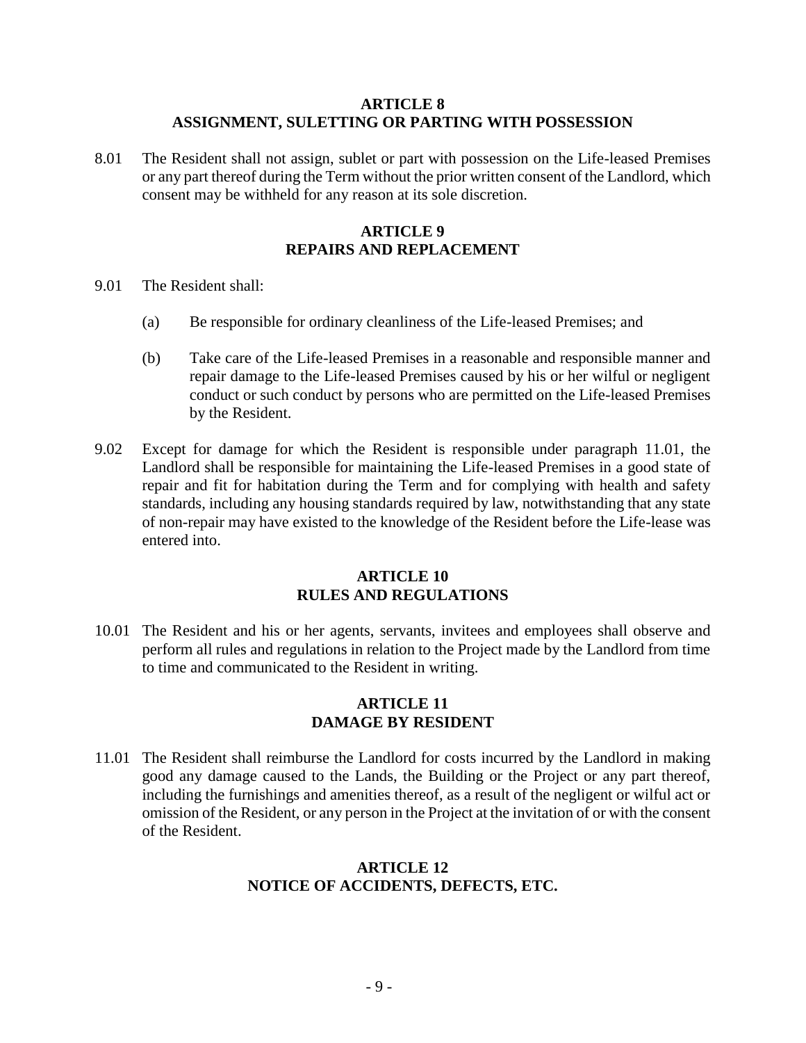## ARTICLE 8
## ASSIGNMENT, SULETTING OR PARTING WITH POSSESSION

8.01 The Resident shall not assign, sublet or part with possession on the Life-leased Premises or any part thereof during the Term without the prior written consent of the Landlord, which consent may be withheld for any reason at its sole discretion.

## ARTICLE 9
## REPAIRS AND REPLACEMENT

9.01 The Resident shall:

(a) Be responsible for ordinary cleanliness of the Life-leased Premises; and

(b) Take care of the Life-leased Premises in a reasonable and responsible manner and repair damage to the Life-leased Premises caused by his or her wilful or negligent conduct or such conduct by persons who are permitted on the Life-leased Premises by the Resident.

9.02 Except for damage for which the Resident is responsible under paragraph 11.01, the Landlord shall be responsible for maintaining the Life-leased Premises in a good state of repair and fit for habitation during the Term and for complying with health and safety standards, including any housing standards required by law, notwithstanding that any state of non-repair may have existed to the knowledge of the Resident before the Life-lease was entered into.

## ARTICLE 10
## RULES AND REGULATIONS

10.01 The Resident and his or her agents, servants, invitees and employees shall observe and perform all rules and regulations in relation to the Project made by the Landlord from time to time and communicated to the Resident in writing.

## ARTICLE 11
## DAMAGE BY RESIDENT

11.01 The Resident shall reimburse the Landlord for costs incurred by the Landlord in making good any damage caused to the Lands, the Building or the Project or any part thereof, including the furnishings and amenities thereof, as a result of the negligent or wilful act or omission of the Resident, or any person in the Project at the invitation of or with the consent of the Resident.

## ARTICLE 12
## NOTICE OF ACCIDENTS, DEFECTS, ETC.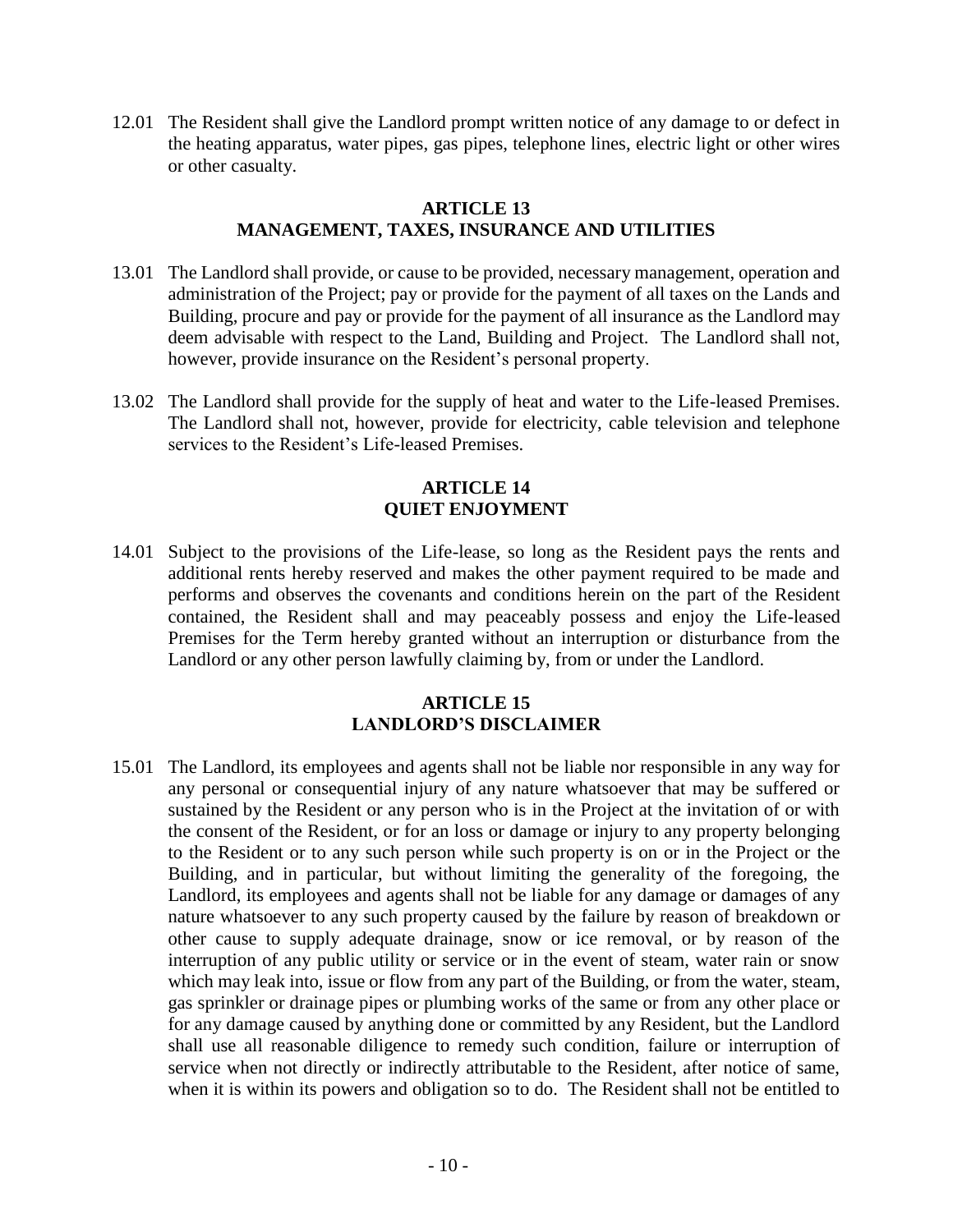12.01 The Resident shall give the Landlord prompt written notice of any damage to or defect in the heating apparatus, water pipes, gas pipes, telephone lines, electric light or other wires or other casualty.

## ARTICLE 13
## MANAGEMENT, TAXES, INSURANCE AND UTILITIES

13.01 The Landlord shall provide, or cause to be provided, necessary management, operation and administration of the Project; pay or provide for the payment of all taxes on the Lands and Building, procure and pay or provide for the payment of all insurance as the Landlord may deem advisable with respect to the Land, Building and Project. The Landlord shall not, however, provide insurance on the Resident's personal property.

13.02 The Landlord shall provide for the supply of heat and water to the Life-leased Premises. The Landlord shall not, however, provide for electricity, cable television and telephone services to the Resident's Life-leased Premises.

## ARTICLE 14
## QUIET ENJOYMENT

14.01 Subject to the provisions of the Life-lease, so long as the Resident pays the rents and additional rents hereby reserved and makes the other payment required to be made and performs and observes the covenants and conditions herein on the part of the Resident contained, the Resident shall and may peaceably possess and enjoy the Life-leased Premises for the Term hereby granted without an interruption or disturbance from the Landlord or any other person lawfully claiming by, from or under the Landlord.

## ARTICLE 15
## LANDLORD'S DISCLAIMER

15.01 The Landlord, its employees and agents shall not be liable nor responsible in any way for any personal or consequential injury of any nature whatsoever that may be suffered or sustained by the Resident or any person who is in the Project at the invitation of or with the consent of the Resident, or for an loss or damage or injury to any property belonging to the Resident or to any such person while such property is on or in the Project or the Building, and in particular, but without limiting the generality of the foregoing, the Landlord, its employees and agents shall not be liable for any damage or damages of any nature whatsoever to any such property caused by the failure by reason of breakdown or other cause to supply adequate drainage, snow or ice removal, or by reason of the interruption of any public utility or service or in the event of steam, water rain or snow which may leak into, issue or flow from any part of the Building, or from the water, steam, gas sprinkler or drainage pipes or plumbing works of the same or from any other place or for any damage caused by anything done or committed by any Resident, but the Landlord shall use all reasonable diligence to remedy such condition, failure or interruption of service when not directly or indirectly attributable to the Resident, after notice of same, when it is within its powers and obligation so to do. The Resident shall not be entitled to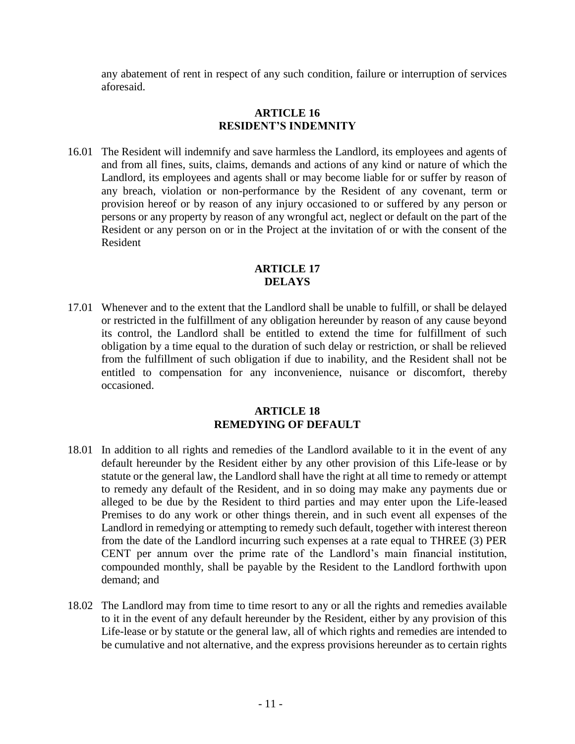any abatement of rent in respect of any such condition, failure or interruption of services aforesaid.

## ARTICLE 16
## RESIDENT'S INDEMNITY

16.01 The Resident will indemnify and save harmless the Landlord, its employees and agents of and from all fines, suits, claims, demands and actions of any kind or nature of which the Landlord, its employees and agents shall or may become liable for or suffer by reason of any breach, violation or non-performance by the Resident of any covenant, term or provision hereof or by reason of any injury occasioned to or suffered by any person or persons or any property by reason of any wrongful act, neglect or default on the part of the Resident or any person on or in the Project at the invitation of or with the consent of the Resident

## ARTICLE 17
## DELAYS

17.01 Whenever and to the extent that the Landlord shall be unable to fulfill, or shall be delayed or restricted in the fulfillment of any obligation hereunder by reason of any cause beyond its control, the Landlord shall be entitled to extend the time for fulfillment of such obligation by a time equal to the duration of such delay or restriction, or shall be relieved from the fulfillment of such obligation if due to inability, and the Resident shall not be entitled to compensation for any inconvenience, nuisance or discomfort, thereby occasioned.

## ARTICLE 18
## REMEDYING OF DEFAULT

18.01 In addition to all rights and remedies of the Landlord available to it in the event of any default hereunder by the Resident either by any other provision of this Life-lease or by statute or the general law, the Landlord shall have the right at all time to remedy or attempt to remedy any default of the Resident, and in so doing may make any payments due or alleged to be due by the Resident to third parties and may enter upon the Life-leased Premises to do any work or other things therein, and in such event all expenses of the Landlord in remedying or attempting to remedy such default, together with interest thereon from the date of the Landlord incurring such expenses at a rate equal to THREE (3) PER CENT per annum over the prime rate of the Landlord's main financial institution, compounded monthly, shall be payable by the Resident to the Landlord forthwith upon demand; and

18.02 The Landlord may from time to time resort to any or all the rights and remedies available to it in the event of any default hereunder by the Resident, either by any provision of this Life-lease or by statute or the general law, all of which rights and remedies are intended to be cumulative and not alternative, and the express provisions hereunder as to certain rights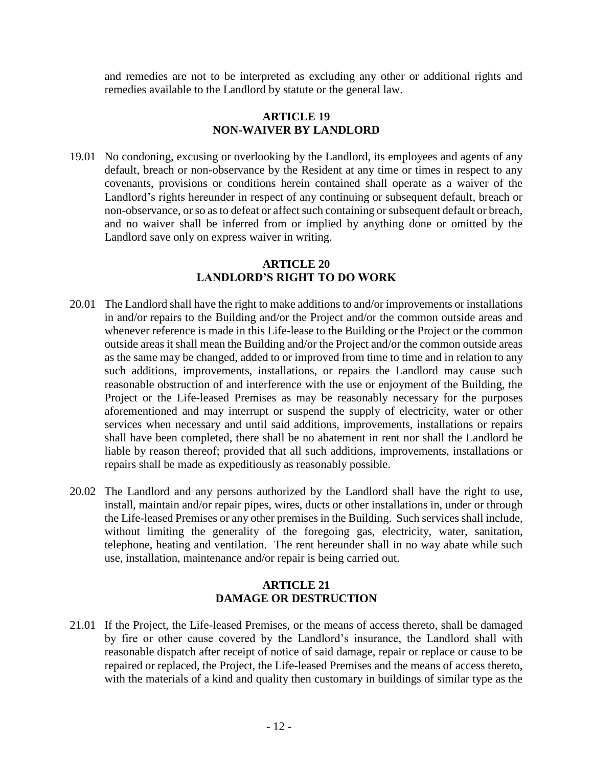and remedies are not to be interpreted as excluding any other or additional rights and remedies available to the Landlord by statute or the general law.

## ARTICLE 19
## NON-WAIVER BY LANDLORD

19.01 No condoning, excusing or overlooking by the Landlord, its employees and agents of any default, breach or non-observance by the Resident at any time or times in respect to any covenants, provisions or conditions herein contained shall operate as a waiver of the Landlord's rights hereunder in respect of any continuing or subsequent default, breach or non-observance, or so as to defeat or affect such containing or subsequent default or breach, and no waiver shall be inferred from or implied by anything done or omitted by the Landlord save only on express waiver in writing.

## ARTICLE 20
## LANDLORD'S RIGHT TO DO WORK

20.01 The Landlord shall have the right to make additions to and/or improvements or installations in and/or repairs to the Building and/or the Project and/or the common outside areas and whenever reference is made in this Life-lease to the Building or the Project or the common outside areas it shall mean the Building and/or the Project and/or the common outside areas as the same may be changed, added to or improved from time to time and in relation to any such additions, improvements, installations, or repairs the Landlord may cause such reasonable obstruction of and interference with the use or enjoyment of the Building, the Project or the Life-leased Premises as may be reasonably necessary for the purposes aforementioned and may interrupt or suspend the supply of electricity, water or other services when necessary and until said additions, improvements, installations or repairs shall have been completed, there shall be no abatement in rent nor shall the Landlord be liable by reason thereof; provided that all such additions, improvements, installations or repairs shall be made as expeditiously as reasonably possible.

20.02 The Landlord and any persons authorized by the Landlord shall have the right to use, install, maintain and/or repair pipes, wires, ducts or other installations in, under or through the Life-leased Premises or any other premises in the Building. Such services shall include, without limiting the generality of the foregoing gas, electricity, water, sanitation, telephone, heating and ventilation. The rent hereunder shall in no way abate while such use, installation, maintenance and/or repair is being carried out.

## ARTICLE 21
## DAMAGE OR DESTRUCTION

21.01 If the Project, the Life-leased Premises, or the means of access thereto, shall be damaged by fire or other cause covered by the Landlord's insurance, the Landlord shall with reasonable dispatch after receipt of notice of said damage, repair or replace or cause to be repaired or replaced, the Project, the Life-leased Premises and the means of access thereto, with the materials of a kind and quality then customary in buildings of similar type as the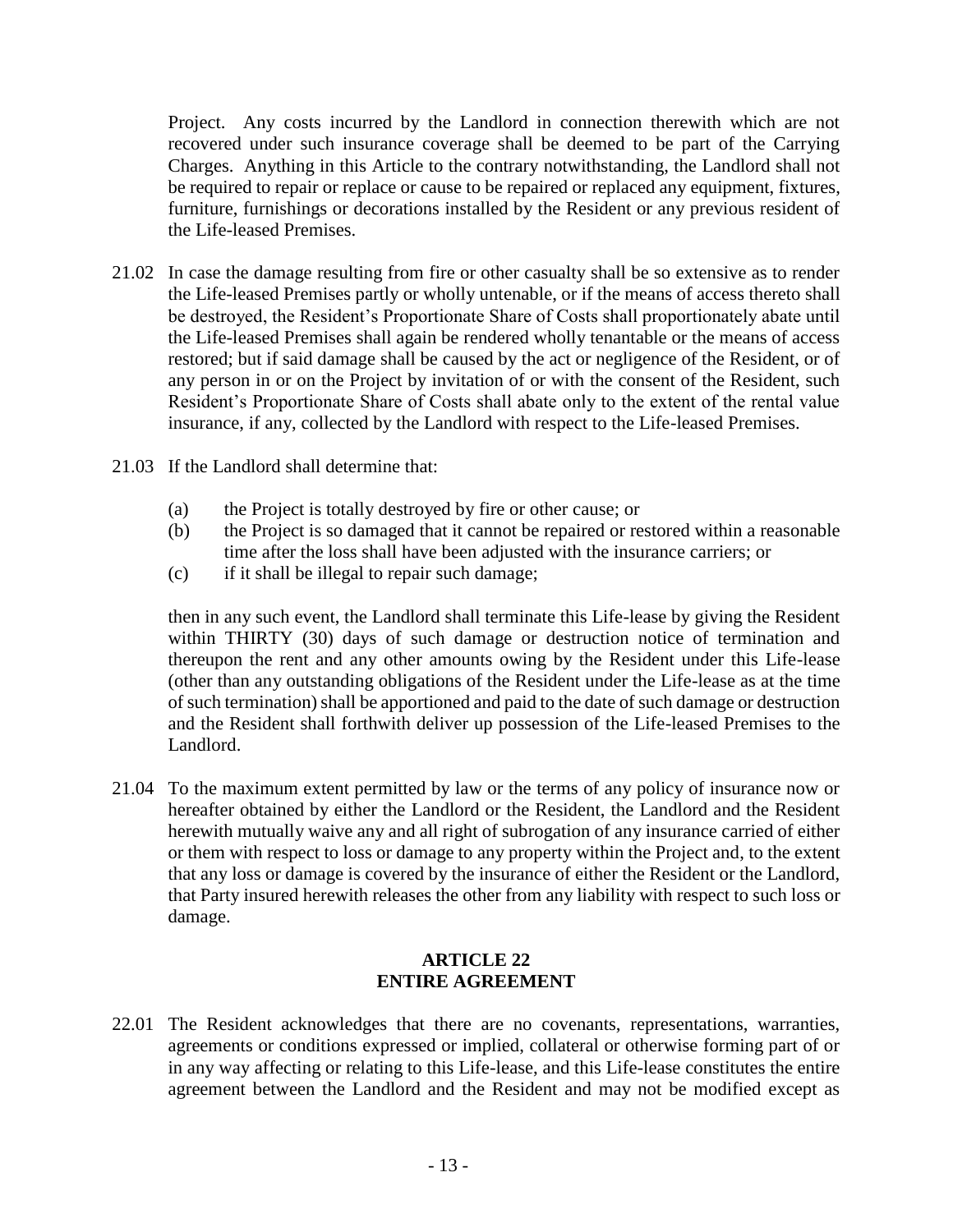Project. Any costs incurred by the Landlord in connection therewith which are not recovered under such insurance coverage shall be deemed to be part of the Carrying Charges. Anything in this Article to the contrary notwithstanding, the Landlord shall not be required to repair or replace or cause to be repaired or replaced any equipment, fixtures, furniture, furnishings or decorations installed by the Resident or any previous resident of the Life-leased Premises.

21.02 In case the damage resulting from fire or other casualty shall be so extensive as to render the Life-leased Premises partly or wholly untenable, or if the means of access thereto shall be destroyed, the Resident's Proportionate Share of Costs shall proportionately abate until the Life-leased Premises shall again be rendered wholly tenantable or the means of access restored; but if said damage shall be caused by the act or negligence of the Resident, or of any person in or on the Project by invitation of or with the consent of the Resident, such Resident's Proportionate Share of Costs shall abate only to the extent of the rental value insurance, if any, collected by the Landlord with respect to the Life-leased Premises.

21.03 If the Landlord shall determine that:

(a) the Project is totally destroyed by fire or other cause; or

(b) the Project is so damaged that it cannot be repaired or restored within a reasonable time after the loss shall have been adjusted with the insurance carriers; or

(c) if it shall be illegal to repair such damage;

then in any such event, the Landlord shall terminate this Life-lease by giving the Resident within THIRTY (30) days of such damage or destruction notice of termination and thereupon the rent and any other amounts owing by the Resident under this Life-lease (other than any outstanding obligations of the Resident under the Life-lease as at the time of such termination) shall be apportioned and paid to the date of such damage or destruction and the Resident shall forthwith deliver up possession of the Life-leased Premises to the Landlord.

21.04 To the maximum extent permitted by law or the terms of any policy of insurance now or hereafter obtained by either the Landlord or the Resident, the Landlord and the Resident herewith mutually waive any and all right of subrogation of any insurance carried of either or them with respect to loss or damage to any property within the Project and, to the extent that any loss or damage is covered by the insurance of either the Resident or the Landlord, that Party insured herewith releases the other from any liability with respect to such loss or damage.

## ARTICLE 22
## ENTIRE AGREEMENT

22.01 The Resident acknowledges that there are no covenants, representations, warranties, agreements or conditions expressed or implied, collateral or otherwise forming part of or in any way affecting or relating to this Life-lease, and this Life-lease constitutes the entire agreement between the Landlord and the Resident and may not be modified except as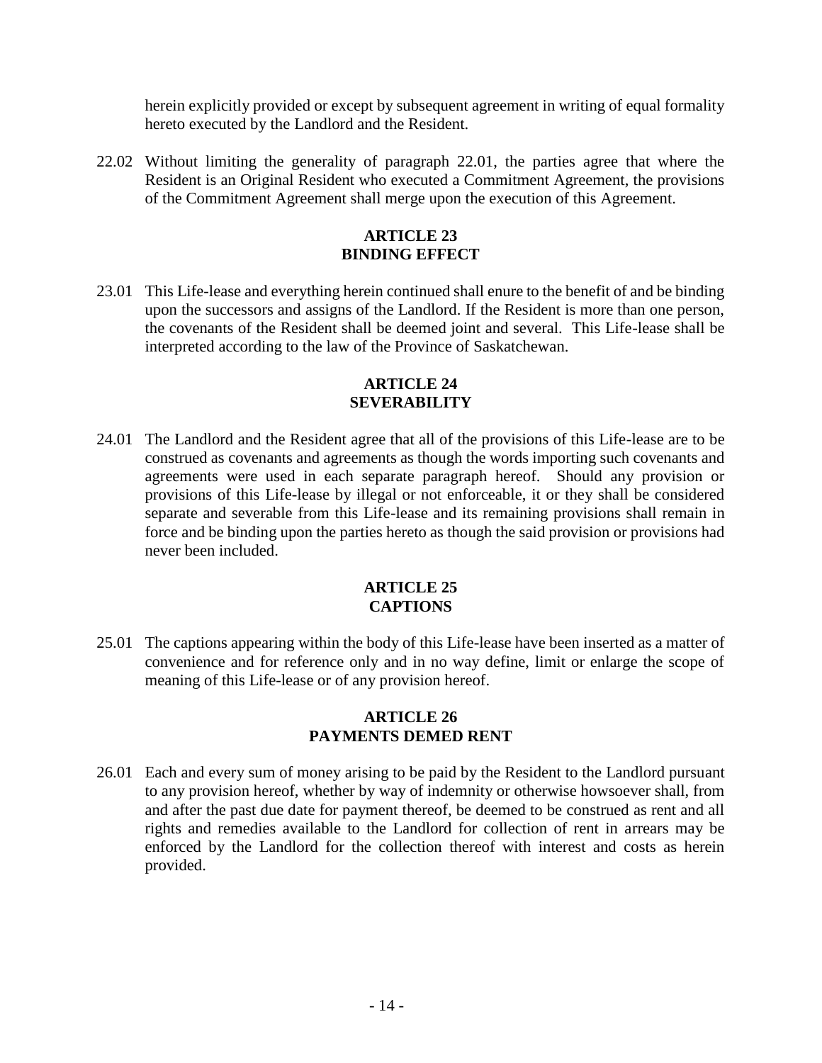herein explicitly provided or except by subsequent agreement in writing of equal formality hereto executed by the Landlord and the Resident.

22.02 Without limiting the generality of paragraph 22.01, the parties agree that where the Resident is an Original Resident who executed a Commitment Agreement, the provisions of the Commitment Agreement shall merge upon the execution of this Agreement.

## ARTICLE 23
## BINDING EFFECT

23.01 This Life-lease and everything herein continued shall enure to the benefit of and be binding upon the successors and assigns of the Landlord. If the Resident is more than one person, the covenants of the Resident shall be deemed joint and several. This Life-lease shall be interpreted according to the law of the Province of Saskatchewan.

## ARTICLE 24
## SEVERABILITY

24.01 The Landlord and the Resident agree that all of the provisions of this Life-lease are to be construed as covenants and agreements as though the words importing such covenants and agreements were used in each separate paragraph hereof. Should any provision or provisions of this Life-lease by illegal or not enforceable, it or they shall be considered separate and severable from this Life-lease and its remaining provisions shall remain in force and be binding upon the parties hereto as though the said provision or provisions had never been included.

## ARTICLE 25
## CAPTIONS

25.01 The captions appearing within the body of this Life-lease have been inserted as a matter of convenience and for reference only and in no way define, limit or enlarge the scope of meaning of this Life-lease or of any provision hereof.

## ARTICLE 26
## PAYMENTS DEMED RENT

26.01 Each and every sum of money arising to be paid by the Resident to the Landlord pursuant to any provision hereof, whether by way of indemnity or otherwise howsoever shall, from and after the past due date for payment thereof, be deemed to be construed as rent and all rights and remedies available to the Landlord for collection of rent in arrears may be enforced by the Landlord for the collection thereof with interest and costs as herein provided.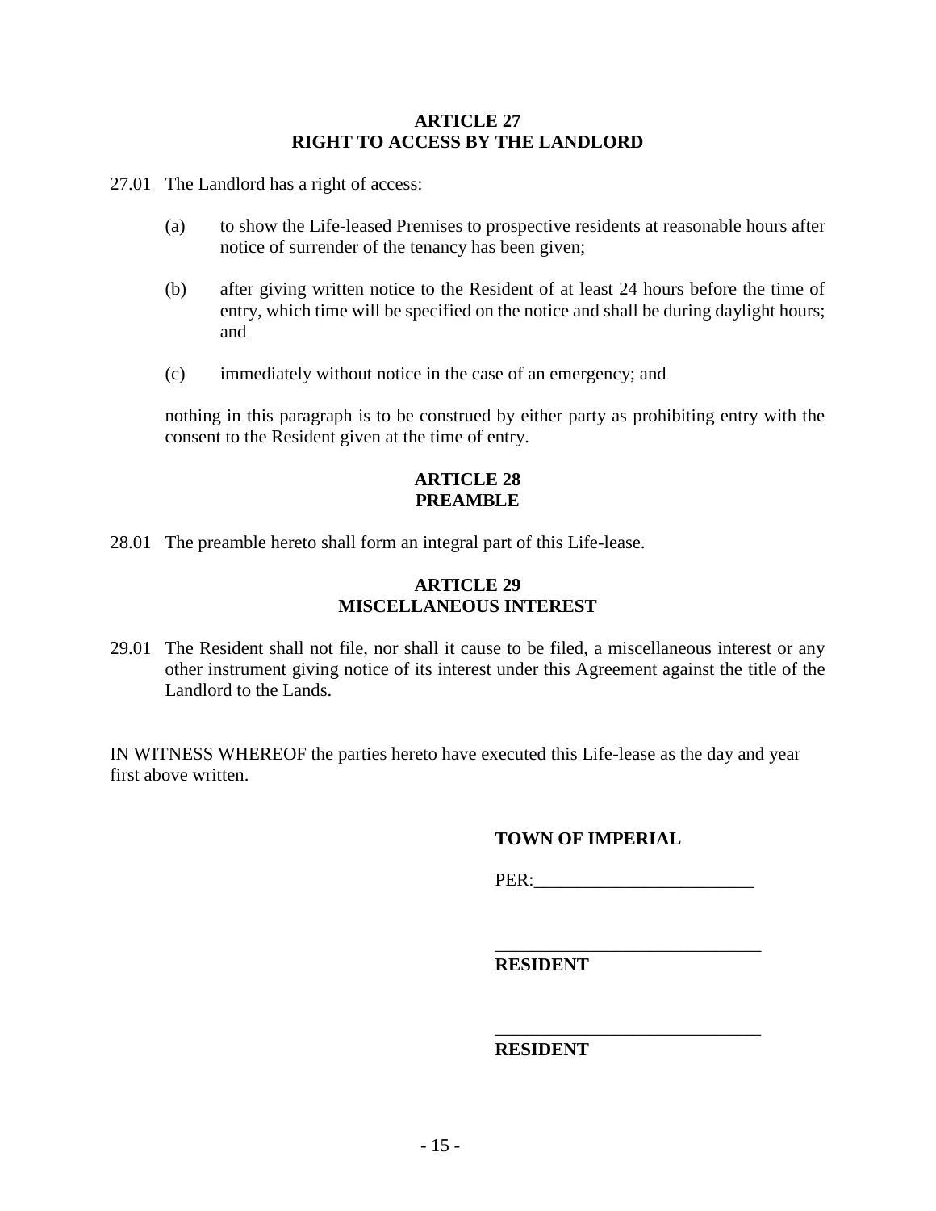## ARTICLE 27
## RIGHT TO ACCESS BY THE LANDLORD

27.01 The Landlord has a right of access:

(a) to show the Life-leased Premises to prospective residents at reasonable hours after notice of surrender of the tenancy has been given;

(b) after giving written notice to the Resident of at least 24 hours before the time of entry, which time will be specified on the notice and shall be during daylight hours; and

(c) immediately without notice in the case of an emergency; and

nothing in this paragraph is to be construed by either party as prohibiting entry with the consent to the Resident given at the time of entry.

## ARTICLE 28
## PREAMBLE

28.01 The preamble hereto shall form an integral part of this Life-lease.

## ARTICLE 29
## MISCELLANEOUS INTEREST

29.01 The Resident shall not file, nor shall it cause to be filed, a miscellaneous interest or any other instrument giving notice of its interest under this Agreement against the title of the Landlord to the Lands.

IN WITNESS WHEREOF the parties hereto have executed this Life-lease as the day and year first above written.

**TOWN OF IMPERIAL**

PER:________________________

_____________________________
**RESIDENT**

_____________________________
**RESIDENT**